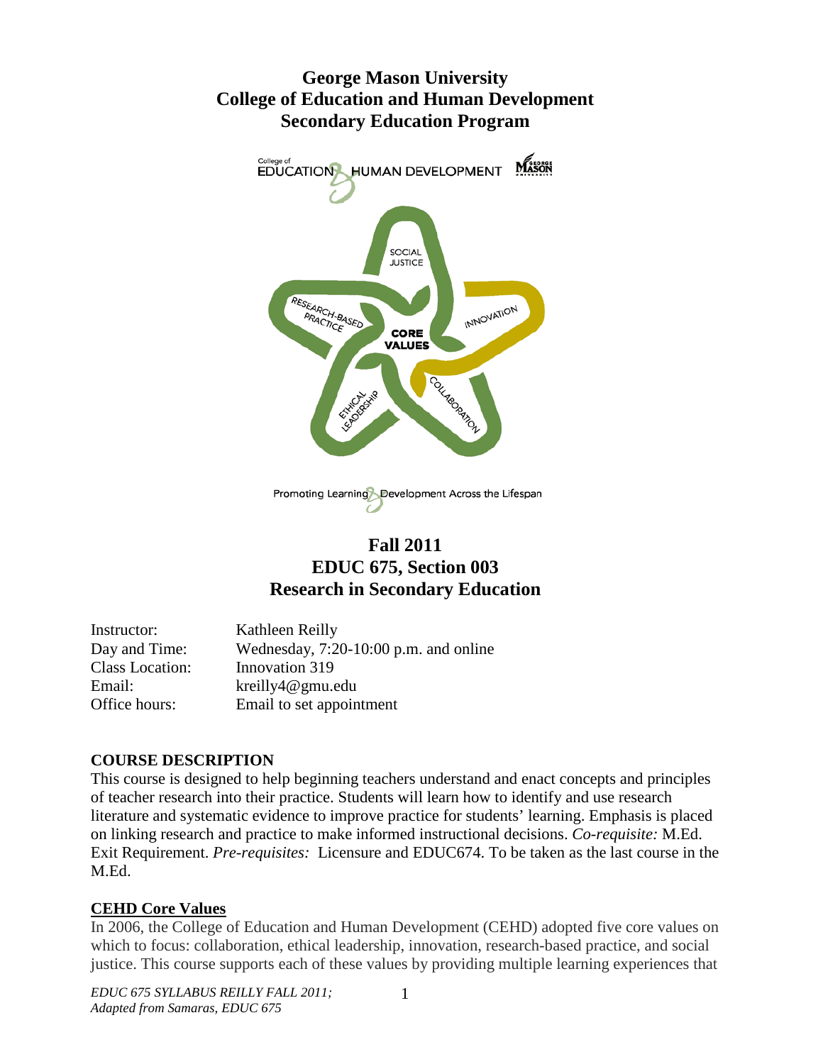# George Mason University
# College of Education and Human Development
# Secondary Education Program

## Fall 2011
## EDUC 675, Section 003
## Research in Secondary Education

Instructor: Kathleen Reilly
Day and Time: Wednesday, 7:20-10:00 p.m. and online
Class Location: Innovation 319
Email: kreilly4@gmu.edu
Office hours: Email to set appointment

### COURSE DESCRIPTION

This course is designed to help beginning teachers understand and enact concepts and principles of teacher research into their practice. Students will learn how to identify and use research literature and systematic evidence to improve practice for students' learning. Emphasis is placed on linking research and practice to make informed instructional decisions. *Co-requisite:* M.Ed. Exit Requirement. *Pre-requisites:* Licensure and EDUC674. To be taken as the last course in the M.Ed.

### CEHD Core Values

In 2006, the College of Education and Human Development (CEHD) adopted five core values on which to focus: collaboration, ethical leadership, innovation, research-based practice, and social justice. This course supports each of these values by providing multiple learning experiences that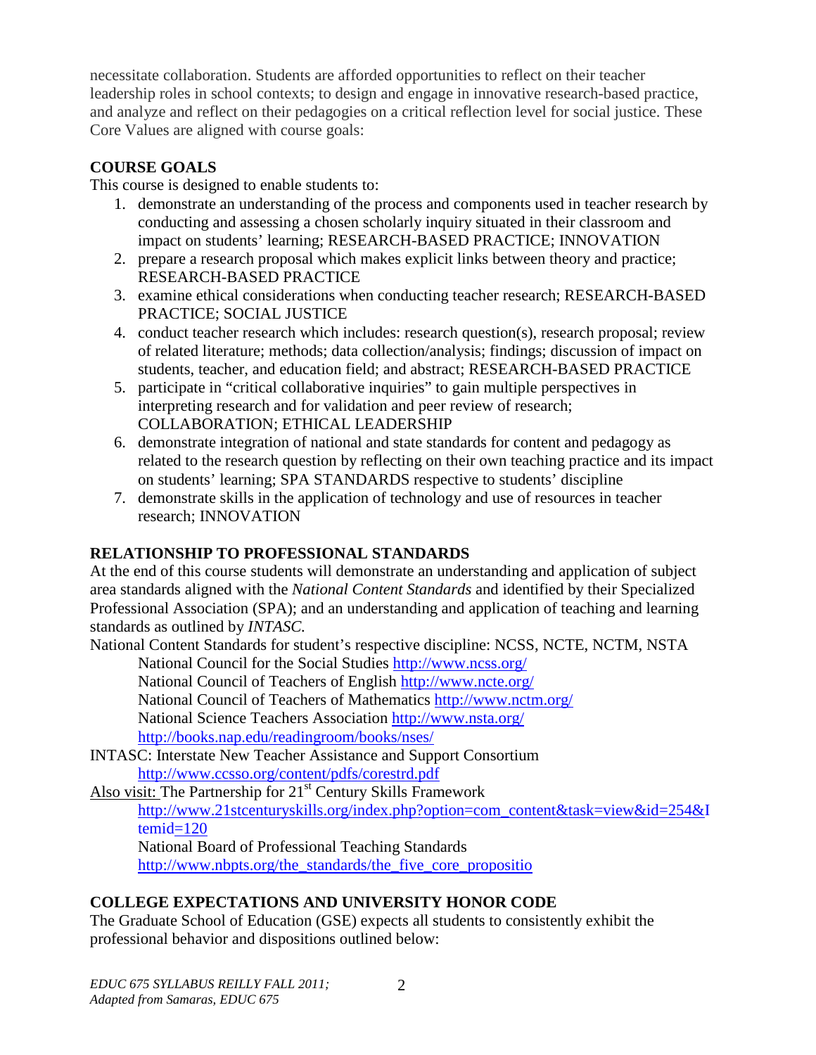necessitate collaboration. Students are afforded opportunities to reflect on their teacher leadership roles in school contexts; to design and engage in innovative research-based practice, and analyze and reflect on their pedagogies on a critical reflection level for social justice. These Core Values are aligned with course goals:

## COURSE GOALS

This course is designed to enable students to:

1. demonstrate an understanding of the process and components used in teacher research by conducting and assessing a chosen scholarly inquiry situated in their classroom and impact on students' learning; RESEARCH-BASED PRACTICE; INNOVATION
2. prepare a research proposal which makes explicit links between theory and practice; RESEARCH-BASED PRACTICE
3. examine ethical considerations when conducting teacher research; RESEARCH-BASED PRACTICE; SOCIAL JUSTICE
4. conduct teacher research which includes: research question(s), research proposal; review of related literature; methods; data collection/analysis; findings; discussion of impact on students, teacher, and education field; and abstract; RESEARCH-BASED PRACTICE
5. participate in "critical collaborative inquiries" to gain multiple perspectives in interpreting research and for validation and peer review of research; COLLABORATION; ETHICAL LEADERSHIP
6. demonstrate integration of national and state standards for content and pedagogy as related to the research question by reflecting on their own teaching practice and its impact on students' learning; SPA STANDARDS respective to students' discipline
7. demonstrate skills in the application of technology and use of resources in teacher research; INNOVATION

## RELATIONSHIP TO PROFESSIONAL STANDARDS

At the end of this course students will demonstrate an understanding and application of subject area standards aligned with the *National Content Standards* and identified by their Specialized Professional Association (SPA); and an understanding and application of teaching and learning standards as outlined by *INTASC.*

National Content Standards for student's respective discipline: NCSS, NCTE, NCTM, NSTA

National Council for the Social Studies http://www.ncss.org/
National Council of Teachers of English http://www.ncte.org/
National Council of Teachers of Mathematics http://www.nctm.org/
National Science Teachers Association http://www.nsta.org/
http://books.nap.edu/readingroom/books/nses/

INTASC: Interstate New Teacher Assistance and Support Consortium
http://www.ccsso.org/content/pdfs/corestrd.pdf

Also visit: The Partnership for 21st Century Skills Framework
http://www.21stcenturyskills.org/index.php?option=com_content&task=view&id=254&Itemid=120
National Board of Professional Teaching Standards
http://www.nbpts.org/the_standards/the_five_core_propositio

## COLLEGE EXPECTATIONS AND UNIVERSITY HONOR CODE

The Graduate School of Education (GSE) expects all students to consistently exhibit the professional behavior and dispositions outlined below: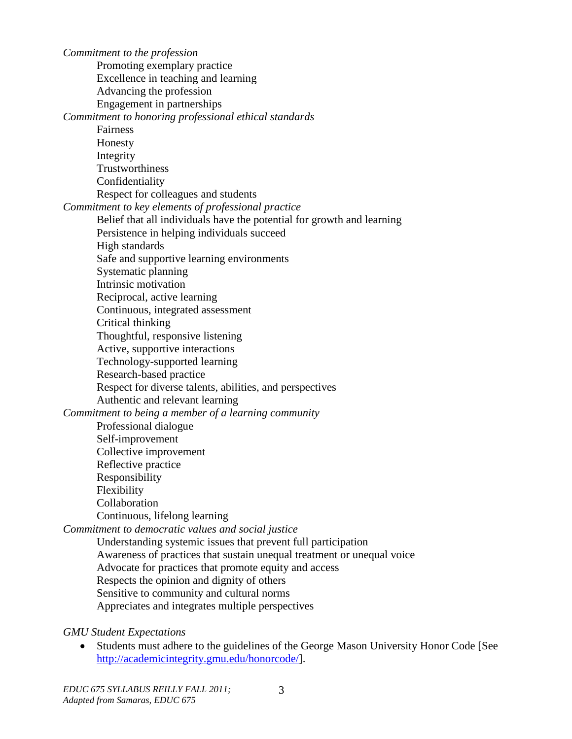*Commitment to the profession*

- Promoting exemplary practice
- Excellence in teaching and learning
- Advancing the profession
- Engagement in partnerships

*Commitment to honoring professional ethical standards*

- Fairness
- Honesty
- Integrity
- Trustworthiness
- Confidentiality
- Respect for colleagues and students

*Commitment to key elements of professional practice*

- Belief that all individuals have the potential for growth and learning
- Persistence in helping individuals succeed
- High standards
- Safe and supportive learning environments
- Systematic planning
- Intrinsic motivation
- Reciprocal, active learning
- Continuous, integrated assessment
- Critical thinking
- Thoughtful, responsive listening
- Active, supportive interactions
- Technology-supported learning
- Research-based practice
- Respect for diverse talents, abilities, and perspectives
- Authentic and relevant learning

*Commitment to being a member of a learning community*

- Professional dialogue
- Self-improvement
- Collective improvement
- Reflective practice
- Responsibility
- Flexibility
- Collaboration
- Continuous, lifelong learning

*Commitment to democratic values and social justice*

- Understanding systemic issues that prevent full participation
- Awareness of practices that sustain unequal treatment or unequal voice
- Advocate for practices that promote equity and access
- Respects the opinion and dignity of others
- Sensitive to community and cultural norms
- Appreciates and integrates multiple perspectives

*GMU Student Expectations*

- Students must adhere to the guidelines of the George Mason University Honor Code [See http://academicintegrity.gmu.edu/honorcode/].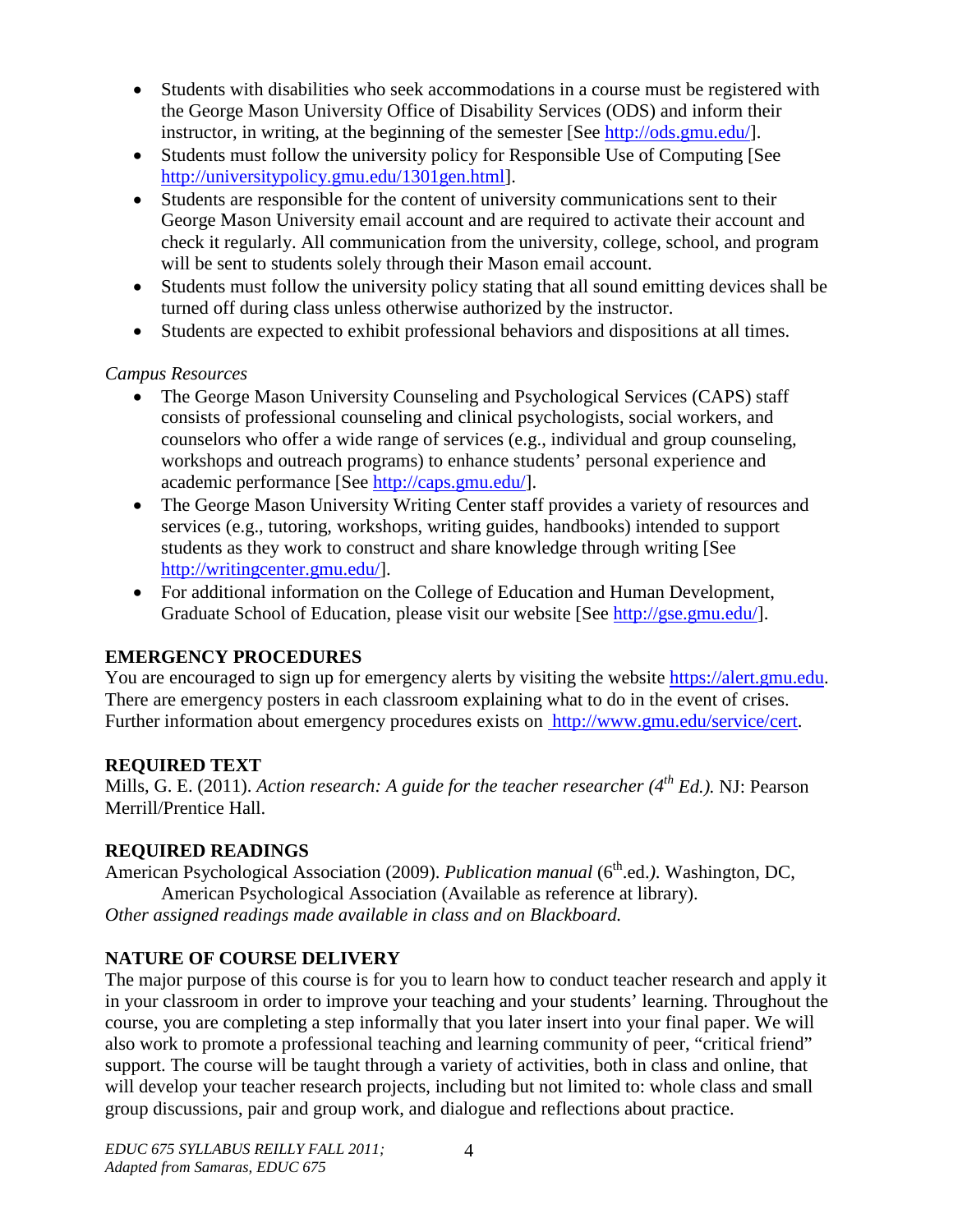- Students with disabilities who seek accommodations in a course must be registered with the George Mason University Office of Disability Services (ODS) and inform their instructor, in writing, at the beginning of the semester [See http://ods.gmu.edu/].
- Students must follow the university policy for Responsible Use of Computing [See http://universitypolicy.gmu.edu/1301gen.html].
- Students are responsible for the content of university communications sent to their George Mason University email account and are required to activate their account and check it regularly. All communication from the university, college, school, and program will be sent to students solely through their Mason email account.
- Students must follow the university policy stating that all sound emitting devices shall be turned off during class unless otherwise authorized by the instructor.
- Students are expected to exhibit professional behaviors and dispositions at all times.

*Campus Resources*

- The George Mason University Counseling and Psychological Services (CAPS) staff consists of professional counseling and clinical psychologists, social workers, and counselors who offer a wide range of services (e.g., individual and group counseling, workshops and outreach programs) to enhance students' personal experience and academic performance [See http://caps.gmu.edu/].
- The George Mason University Writing Center staff provides a variety of resources and services (e.g., tutoring, workshops, writing guides, handbooks) intended to support students as they work to construct and share knowledge through writing [See http://writingcenter.gmu.edu/].
- For additional information on the College of Education and Human Development, Graduate School of Education, please visit our website [See http://gse.gmu.edu/].

## EMERGENCY PROCEDURES

You are encouraged to sign up for emergency alerts by visiting the website https://alert.gmu.edu. There are emergency posters in each classroom explaining what to do in the event of crises. Further information about emergency procedures exists on http://www.gmu.edu/service/cert.

## REQUIRED TEXT

Mills, G. E. (2011). *Action research: A guide for the teacher researcher (4th Ed.).* NJ: Pearson Merrill/Prentice Hall.

## REQUIRED READINGS

American Psychological Association (2009). *Publication manual* (6th.ed.*)*. Washington, DC, American Psychological Association (Available as reference at library).

*Other assigned readings made available in class and on Blackboard.*

## NATURE OF COURSE DELIVERY

The major purpose of this course is for you to learn how to conduct teacher research and apply it in your classroom in order to improve your teaching and your students' learning. Throughout the course, you are completing a step informally that you later insert into your final paper. We will also work to promote a professional teaching and learning community of peer, "critical friend" support. The course will be taught through a variety of activities, both in class and online, that will develop your teacher research projects, including but not limited to: whole class and small group discussions, pair and group work, and dialogue and reflections about practice.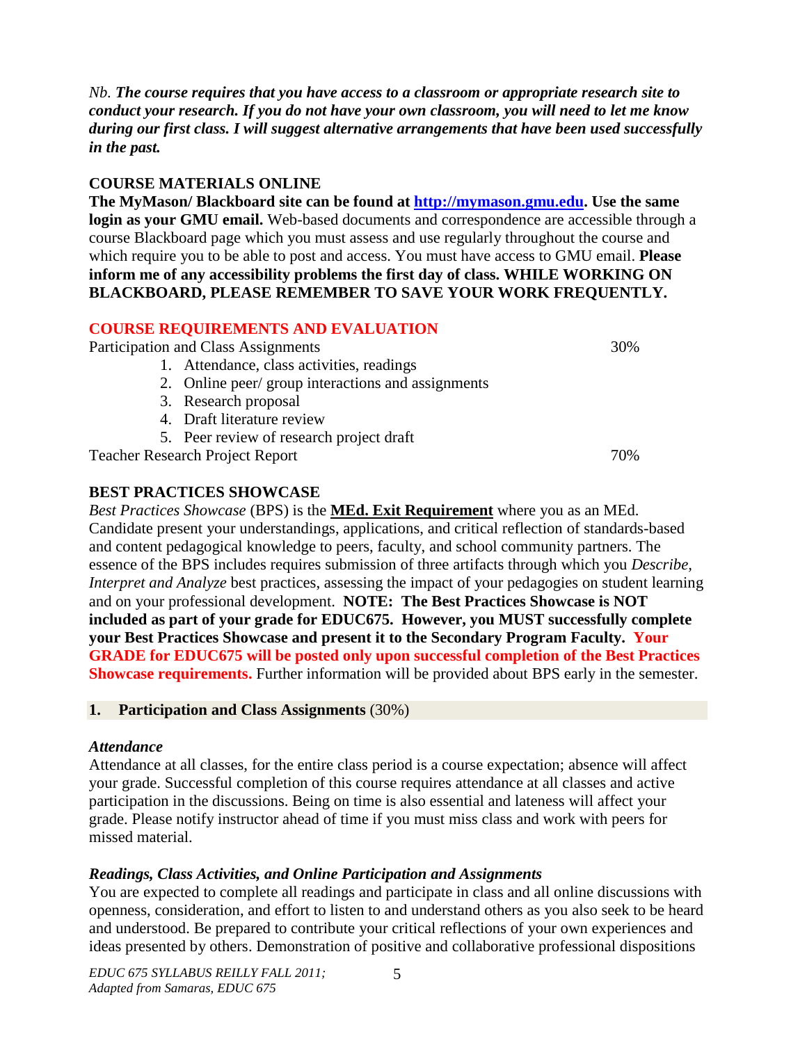*Nb.* ***The course requires that you have access to a classroom or appropriate research site to conduct your research. If you do not have your own classroom, you will need to let me know during our first class. I will suggest alternative arrangements that have been used successfully in the past.***

## COURSE MATERIALS ONLINE

**The MyMason/ Blackboard site can be found at [http://mymason.gmu.edu](http://mymason.gmu.edu). Use the same login as your GMU email.** Web-based documents and correspondence are accessible through a course Blackboard page which you must assess and use regularly throughout the course and which require you to be able to post and access. You must have access to GMU email. **Please inform me of any accessibility problems the first day of class. WHILE WORKING ON BLACKBOARD, PLEASE REMEMBER TO SAVE YOUR WORK FREQUENTLY.**

## COURSE REQUIREMENTS AND EVALUATION

| | |
|---|---|
| Participation and Class Assignments | 30% |
| 1. Attendance, class activities, readings | |
| 2. Online peer/ group interactions and assignments | |
| 3. Research proposal | |
| 4. Draft literature review | |
| 5. Peer review of research project draft | |
| Teacher Research Project Report | 70% |

## BEST PRACTICES SHOWCASE

*Best Practices Showcase* (BPS) is the **MEd. Exit Requirement** where you as an MEd. Candidate present your understandings, applications, and critical reflection of standards-based and content pedagogical knowledge to peers, faculty, and school community partners. The essence of the BPS includes requires submission of three artifacts through which you *Describe, Interpret and Analyze* best practices, assessing the impact of your pedagogies on student learning and on your professional development. **NOTE: The Best Practices Showcase is NOT included as part of your grade for EDUC675. However, you MUST successfully complete your Best Practices Showcase and present it to the Secondary Program Faculty. Your GRADE for EDUC675 will be posted only upon successful completion of the Best Practices Showcase requirements.** Further information will be provided about BPS early in the semester.

### 1. Participation and Class Assignments (30%)

***Attendance***

Attendance at all classes, for the entire class period is a course expectation; absence will affect your grade. Successful completion of this course requires attendance at all classes and active participation in the discussions. Being on time is also essential and lateness will affect your grade. Please notify instructor ahead of time if you must miss class and work with peers for missed material.

***Readings, Class Activities, and Online Participation and Assignments***

You are expected to complete all readings and participate in class and all online discussions with openness, consideration, and effort to listen to and understand others as you also seek to be heard and understood. Be prepared to contribute your critical reflections of your own experiences and ideas presented by others. Demonstration of positive and collaborative professional dispositions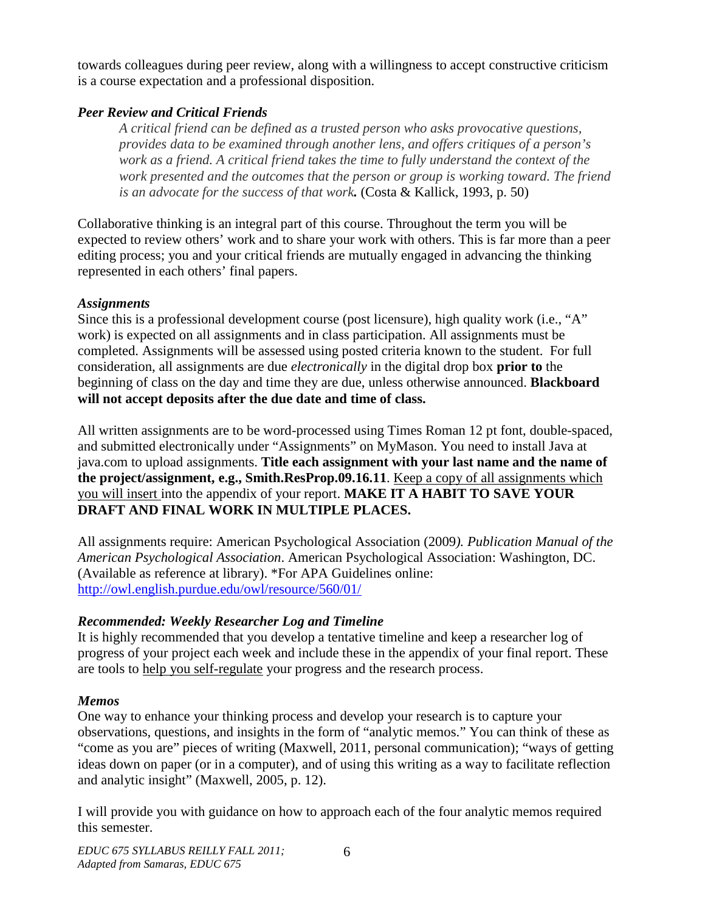towards colleagues during peer review, along with a willingness to accept constructive criticism is a course expectation and a professional disposition.

### *Peer Review and Critical Friends*

> *A critical friend can be defined as a trusted person who asks provocative questions, provides data to be examined through another lens, and offers critiques of a person's work as a friend. A critical friend takes the time to fully understand the context of the work presented and the outcomes that the person or group is working toward. The friend is an advocate for the success of that work.* (Costa & Kallick, 1993, p. 50)

Collaborative thinking is an integral part of this course. Throughout the term you will be expected to review others' work and to share your work with others. This is far more than a peer editing process; you and your critical friends are mutually engaged in advancing the thinking represented in each others' final papers.

### *Assignments*

Since this is a professional development course (post licensure), high quality work (i.e., "A" work) is expected on all assignments and in class participation. All assignments must be completed. Assignments will be assessed using posted criteria known to the student. For full consideration, all assignments are due *electronically* in the digital drop box **prior to** the beginning of class on the day and time they are due, unless otherwise announced. **Blackboard will not accept deposits after the due date and time of class.**

All written assignments are to be word-processed using Times Roman 12 pt font, double-spaced, and submitted electronically under "Assignments" on MyMason. You need to install Java at java.com to upload assignments. **Title each assignment with your last name and the name of the project/assignment, e.g., Smith.ResProp.09.16.11**. <u>Keep a copy of all assignments which you will insert</u> into the appendix of your report. **MAKE IT A HABIT TO SAVE YOUR DRAFT AND FINAL WORK IN MULTIPLE PLACES.**

All assignments require: American Psychological Association (2009*). Publication Manual of the American Psychological Association*. American Psychological Association: Washington, DC. (Available as reference at library). *For APA Guidelines online: [http://owl.english.purdue.edu/owl/resource/560/01/](http://owl.english.purdue.edu/owl/resource/560/01/)

### *Recommended: Weekly Researcher Log and Timeline*

It is highly recommended that you develop a tentative timeline and keep a researcher log of progress of your project each week and include these in the appendix of your final report. These are tools to <u>help you self-regulate</u> your progress and the research process.

### *Memos*

One way to enhance your thinking process and develop your research is to capture your observations, questions, and insights in the form of "analytic memos." You can think of these as "come as you are" pieces of writing (Maxwell, 2011, personal communication); "ways of getting ideas down on paper (or in a computer), and of using this writing as a way to facilitate reflection and analytic insight" (Maxwell, 2005, p. 12).

I will provide you with guidance on how to approach each of the four analytic memos required this semester.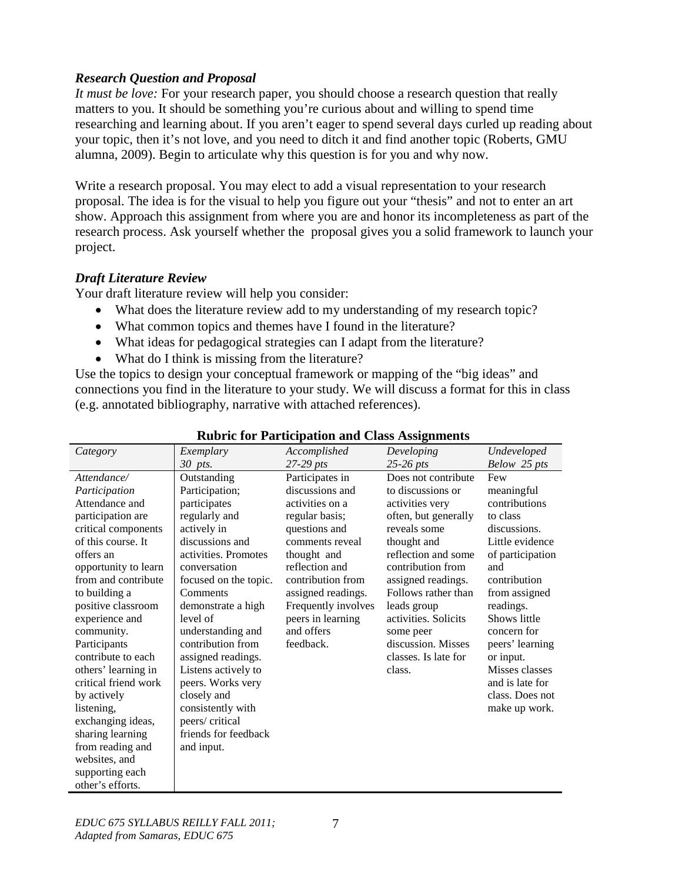### *Research Question and Proposal*

*It must be love:* For your research paper, you should choose a research question that really matters to you. It should be something you're curious about and willing to spend time researching and learning about. If you aren't eager to spend several days curled up reading about your topic, then it's not love, and you need to ditch it and find another topic (Roberts, GMU alumna, 2009). Begin to articulate why this question is for you and why now.

Write a research proposal. You may elect to add a visual representation to your research proposal. The idea is for the visual to help you figure out your "thesis" and not to enter an art show. Approach this assignment from where you are and honor its incompleteness as part of the research process. Ask yourself whether the proposal gives you a solid framework to launch your project.

### *Draft Literature Review*

Your draft literature review will help you consider:

- What does the literature review add to my understanding of my research topic?
- What common topics and themes have I found in the literature?
- What ideas for pedagogical strategies can I adapt from the literature?
- What do I think is missing from the literature?

Use the topics to design your conceptual framework or mapping of the "big ideas" and connections you find in the literature to your study. We will discuss a format for this in class (e.g. annotated bibliography, narrative with attached references).

**Rubric for Participation and Class Assignments**

| *Category* | *Exemplary* *30 pts.* | *Accomplished* *27-29 pts* | *Developing* *25-26 pts* | *Undeveloped* *Below 25 pts* |
|---|---|---|---|---|
| *Attendance/ Participation* Attendance and participation are critical components of this course. It offers an opportunity to learn from and contribute to building a positive classroom experience and community. Participants contribute to each others' learning in critical friend work by actively listening, exchanging ideas, sharing learning from reading and websites, and supporting each other's efforts. | Outstanding Participation; participates regularly and actively in discussions and activities. Promotes conversation focused on the topic. Comments demonstrate a high level of understanding and contribution from assigned readings. Listens actively to peers. Works very closely and consistently with peers/ critical friends for feedback and input. | Participates in discussions and activities on a regular basis; questions and comments reveal thought and reflection and contribution from assigned readings. Frequently involves peers in learning and offers feedback. | Does not contribute to discussions or activities very often, but generally reveals some thought and reflection and some contribution from assigned readings. Follows rather than leads group activities. Solicits some peer discussion. Misses classes. Is late for class. | Few meaningful contributions to class discussions. Little evidence of participation and contribution from assigned readings. Shows little concern for peers' learning or input. Misses classes and is late for class. Does not make up work. |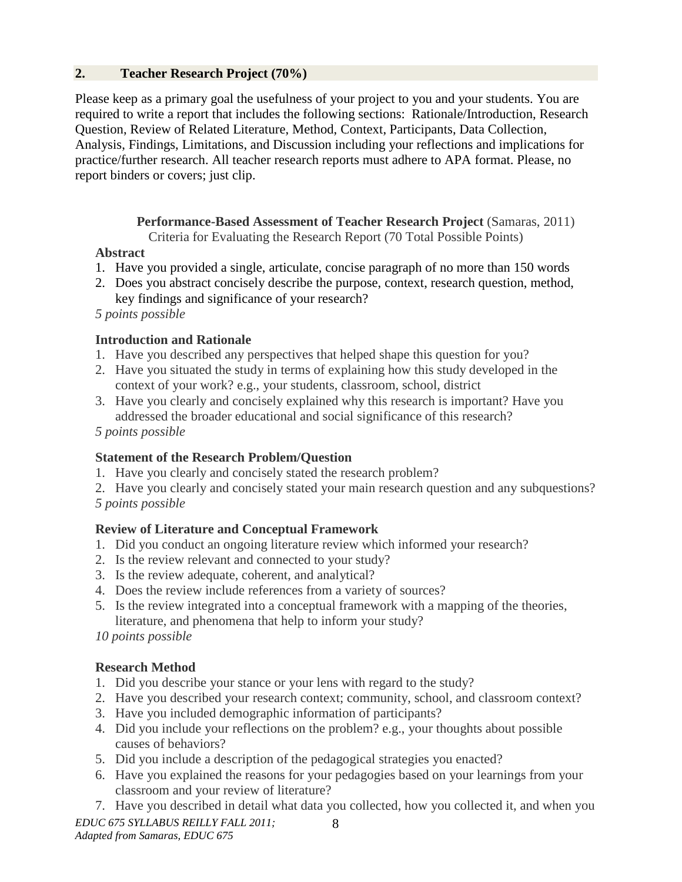## 2. Teacher Research Project (70%)

Please keep as a primary goal the usefulness of your project to you and your students. You are required to write a report that includes the following sections: Rationale/Introduction, Research Question, Review of Related Literature, Method, Context, Participants, Data Collection, Analysis, Findings, Limitations, and Discussion including your reflections and implications for practice/further research. All teacher research reports must adhere to APA format. Please, no report binders or covers; just clip.

**Performance-Based Assessment of Teacher Research Project** (Samaras, 2011)
Criteria for Evaluating the Research Report (70 Total Possible Points)

**Abstract**

1. Have you provided a single, articulate, concise paragraph of no more than 150 words
2. Does you abstract concisely describe the purpose, context, research question, method, key findings and significance of your research?

*5 points possible*

**Introduction and Rationale**

1. Have you described any perspectives that helped shape this question for you?
2. Have you situated the study in terms of explaining how this study developed in the context of your work? e.g., your students, classroom, school, district
3. Have you clearly and concisely explained why this research is important? Have you addressed the broader educational and social significance of this research?

*5 points possible*

**Statement of the Research Problem/Question**

1. Have you clearly and concisely stated the research problem?
2. Have you clearly and concisely stated your main research question and any subquestions?

*5 points possible*

**Review of Literature and Conceptual Framework**

1. Did you conduct an ongoing literature review which informed your research?
2. Is the review relevant and connected to your study?
3. Is the review adequate, coherent, and analytical?
4. Does the review include references from a variety of sources?
5. Is the review integrated into a conceptual framework with a mapping of the theories, literature, and phenomena that help to inform your study?

*10 points possible*

**Research Method**

1. Did you describe your stance or your lens with regard to the study?
2. Have you described your research context; community, school, and classroom context?
3. Have you included demographic information of participants?
4. Did you include your reflections on the problem? e.g., your thoughts about possible causes of behaviors?
5. Did you include a description of the pedagogical strategies you enacted?
6. Have you explained the reasons for your pedagogies based on your learnings from your classroom and your review of literature?
7. Have you described in detail what data you collected, how you collected it, and when you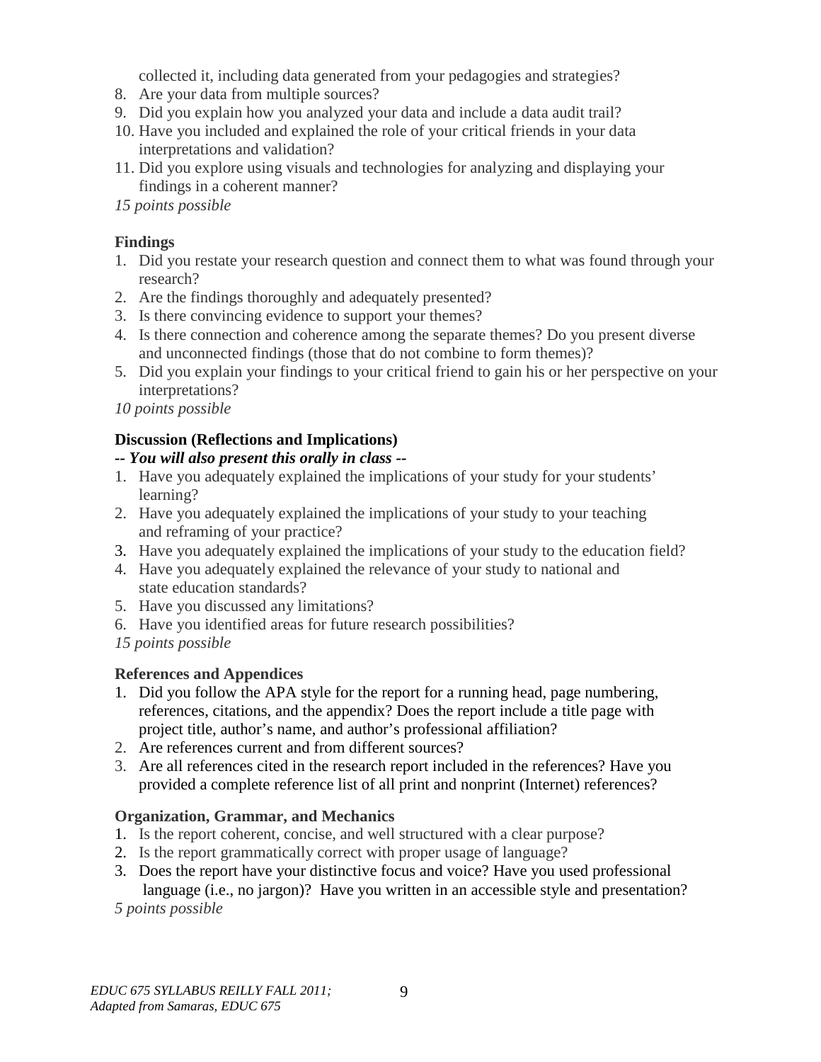collected it, including data generated from your pedagogies and strategies?
8. Are your data from multiple sources?
9. Did you explain how you analyzed your data and include a data audit trail?
10. Have you included and explained the role of your critical friends in your data interpretations and validation?
11. Did you explore using visuals and technologies for analyzing and displaying your findings in a coherent manner?

*15 points possible*

**Findings**

1. Did you restate your research question and connect them to what was found through your research?
2. Are the findings thoroughly and adequately presented?
3. Is there convincing evidence to support your themes?
4. Is there connection and coherence among the separate themes? Do you present diverse and unconnected findings (those that do not combine to form themes)?
5. Did you explain your findings to your critical friend to gain his or her perspective on your interpretations?

*10 points possible*

**Discussion (Reflections and Implications)**

***-- You will also present this orally in class --***

1. Have you adequately explained the implications of your study for your students' learning?
2. Have you adequately explained the implications of your study to your teaching and reframing of your practice?
3. Have you adequately explained the implications of your study to the education field?
4. Have you adequately explained the relevance of your study to national and state education standards?
5. Have you discussed any limitations?
6. Have you identified areas for future research possibilities?

*15 points possible*

**References and Appendices**

1. Did you follow the APA style for the report for a running head, page numbering, references, citations, and the appendix? Does the report include a title page with project title, author's name, and author's professional affiliation?
2. Are references current and from different sources?
3. Are all references cited in the research report included in the references? Have you provided a complete reference list of all print and nonprint (Internet) references?

**Organization, Grammar, and Mechanics**

1. Is the report coherent, concise, and well structured with a clear purpose?
2. Is the report grammatically correct with proper usage of language?
3. Does the report have your distinctive focus and voice? Have you used professional language (i.e., no jargon)? Have you written in an accessible style and presentation?

*5 points possible*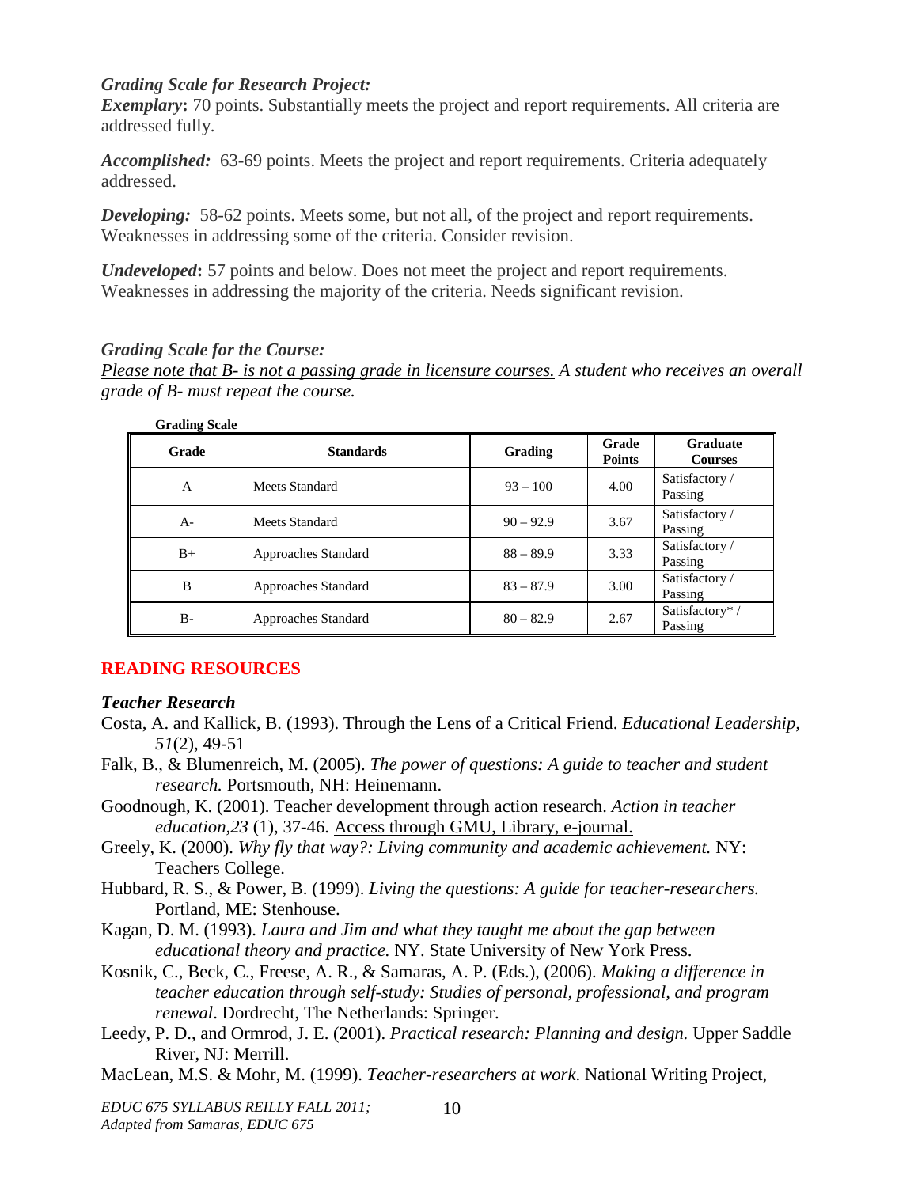### *Grading Scale for Research Project:*

***Exemplary*:** 70 points. Substantially meets the project and report requirements. All criteria are addressed fully.

***Accomplished:*** 63-69 points. Meets the project and report requirements. Criteria adequately addressed.

***Developing:*** 58-62 points. Meets some, but not all, of the project and report requirements. Weaknesses in addressing some of the criteria. Consider revision.

***Undeveloped*:** 57 points and below. Does not meet the project and report requirements. Weaknesses in addressing the majority of the criteria. Needs significant revision.

### *Grading Scale for the Course:*

*Please note that B- is not a passing grade in licensure courses. A student who receives an overall grade of B- must repeat the course.*

**Grading Scale**

| Grade | Standards | Grading | Grade Points | Graduate Courses |
|---|---|---|---|---|
| A | Meets Standard | 93 – 100 | 4.00 | Satisfactory / Passing |
| A- | Meets Standard | 90 – 92.9 | 3.67 | Satisfactory / Passing |
| B+ | Approaches Standard | 88 – 89.9 | 3.33 | Satisfactory / Passing |
| B | Approaches Standard | 83 – 87.9 | 3.00 | Satisfactory / Passing |
| B- | Approaches Standard | 80 – 82.9 | 2.67 | Satisfactory* / Passing |

## READING RESOURCES

### *Teacher Research*

Costa, A. and Kallick, B. (1993). Through the Lens of a Critical Friend. *Educational Leadership, 51*(2), 49-51

Falk, B., & Blumenreich, M. (2005). *The power of questions: A guide to teacher and student research.* Portsmouth, NH: Heinemann.

Goodnough, K. (2001). Teacher development through action research. *Action in teacher education,23* (1), 37-46. Access through GMU, Library, e-journal.

Greely, K. (2000). *Why fly that way?: Living community and academic achievement.* NY: Teachers College.

Hubbard, R. S., & Power, B. (1999). *Living the questions: A guide for teacher-researchers.* Portland, ME: Stenhouse.

Kagan, D. M. (1993). *Laura and Jim and what they taught me about the gap between educational theory and practice.* NY. State University of New York Press.

Kosnik, C., Beck, C., Freese, A. R., & Samaras, A. P. (Eds.), (2006). *Making a difference in teacher education through self-study: Studies of personal, professional, and program renewal*. Dordrecht, The Netherlands: Springer.

Leedy, P. D., and Ormrod, J. E. (2001). *Practical research: Planning and design.* Upper Saddle River, NJ: Merrill.

MacLean, M.S. & Mohr, M. (1999). *Teacher-researchers at work*. National Writing Project,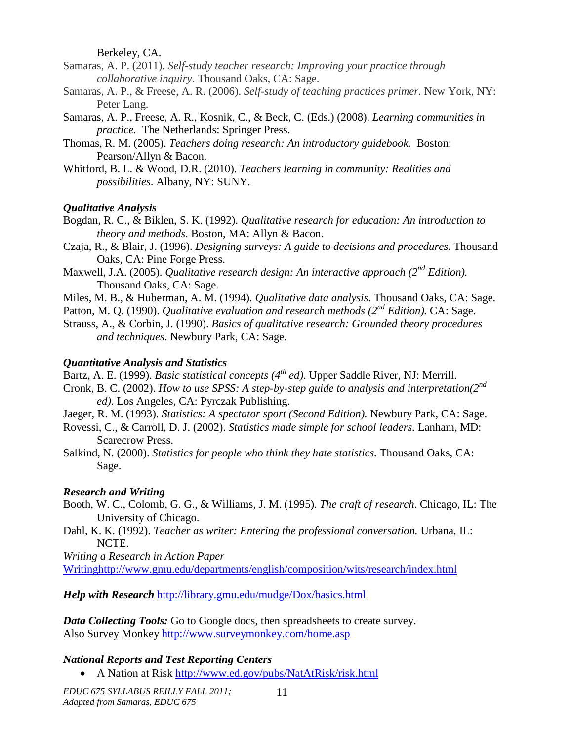Berkeley, CA.

Samaras, A. P. (2011). *Self-study teacher research: Improving your practice through collaborative inquiry*. Thousand Oaks, CA: Sage.

Samaras, A. P., & Freese, A. R. (2006). *Self-study of teaching practices primer.* New York, NY: Peter Lang.

Samaras, A. P., Freese, A. R., Kosnik, C., & Beck, C. (Eds.) (2008). *Learning communities in practice.* The Netherlands: Springer Press.

Thomas, R. M. (2005). *Teachers doing research: An introductory guidebook.* Boston: Pearson/Allyn & Bacon.

Whitford, B. L. & Wood, D.R. (2010). *Teachers learning in community: Realities and possibilities*. Albany, NY: SUNY.

***Qualitative Analysis***

Bogdan, R. C., & Biklen, S. K. (1992). *Qualitative research for education: An introduction to theory and methods*. Boston, MA: Allyn & Bacon.

Czaja, R., & Blair, J. (1996). *Designing surveys: A guide to decisions and procedures.* Thousand Oaks, CA: Pine Forge Press.

Maxwell, J.A. (2005). *Qualitative research design: An interactive approach (2nd Edition).* Thousand Oaks, CA: Sage.

Miles, M. B., & Huberman, A. M. (1994). *Qualitative data analysis*. Thousand Oaks, CA: Sage.

Patton, M. Q. (1990). *Qualitative evaluation and research methods (2nd Edition).* CA: Sage.

Strauss, A., & Corbin, J. (1990). *Basics of qualitative research: Grounded theory procedures and techniques*. Newbury Park, CA: Sage.

***Quantitative Analysis and Statistics***

Bartz, A. E. (1999). *Basic statistical concepts (4th ed)*. Upper Saddle River, NJ: Merrill.

Cronk, B. C. (2002). *How to use SPSS: A step-by-step guide to analysis and interpretation(2nd ed).* Los Angeles, CA: Pyrczak Publishing.

Jaeger, R. M. (1993). *Statistics: A spectator sport (Second Edition).* Newbury Park, CA: Sage.

Rovessi, C., & Carroll, D. J. (2002). *Statistics made simple for school leaders.* Lanham, MD: Scarecrow Press.

Salkind, N. (2000). *Statistics for people who think they hate statistics.* Thousand Oaks, CA: Sage.

***Research and Writing***

Booth, W. C., Colomb, G. G., & Williams, J. M. (1995). *The craft of research*. Chicago, IL: The University of Chicago.

Dahl, K. K. (1992). *Teacher as writer: Entering the professional conversation.* Urbana, IL: NCTE.

*Writing a Research in Action Paper*
Writinghttp://www.gmu.edu/departments/english/composition/wits/research/index.html

***Help with Research*** http://library.gmu.edu/mudge/Dox/basics.html

***Data Collecting Tools:*** Go to Google docs, then spreadsheets to create survey.
Also Survey Monkey http://www.surveymonkey.com/home.asp

***National Reports and Test Reporting Centers***

- A Nation at Risk http://www.ed.gov/pubs/NatAtRisk/risk.html

*EDUC 675 SYLLABUS REILLY FALL 2011; Adapted from Samaras, EDUC 675*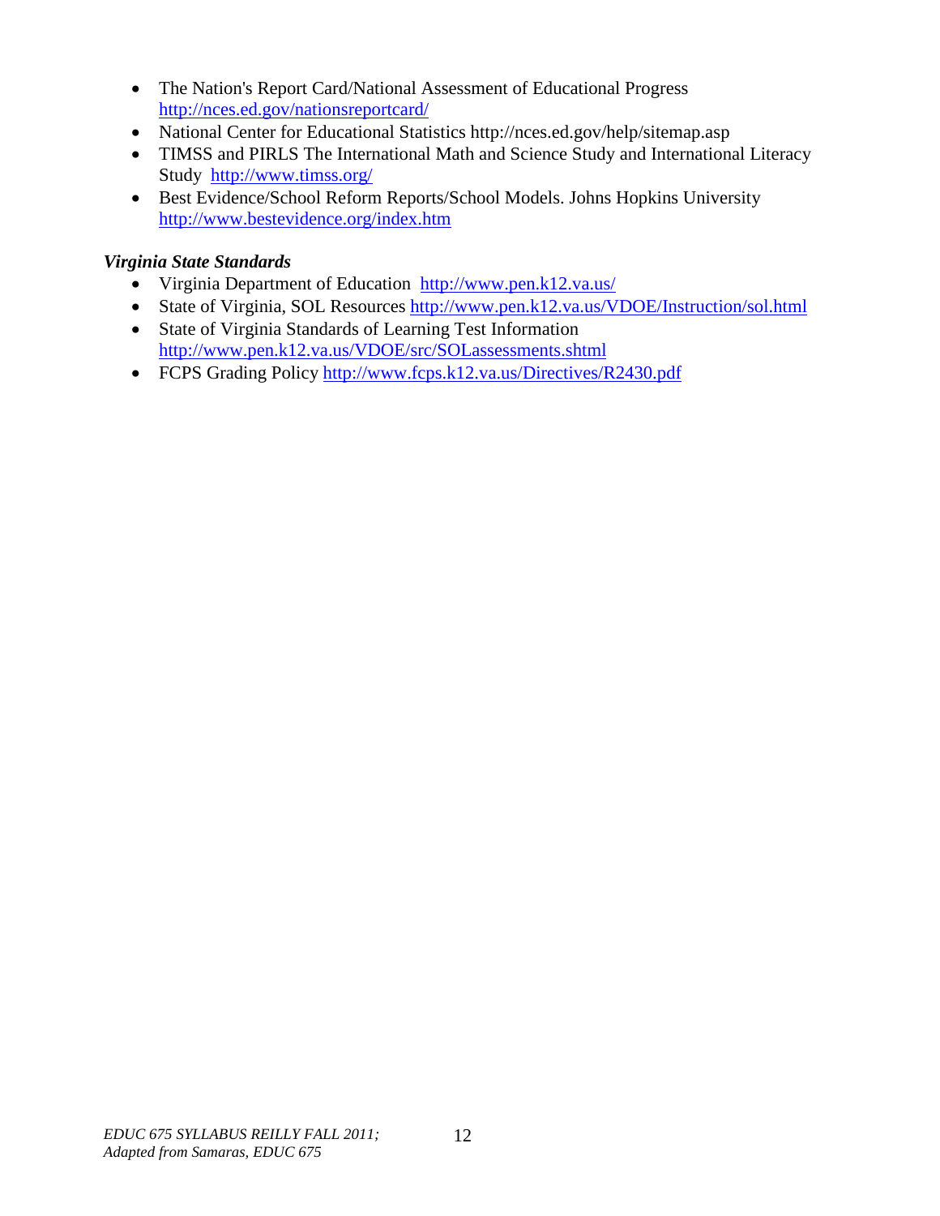- The Nation's Report Card/National Assessment of Educational Progress http://nces.ed.gov/nationsreportcard/
- National Center for Educational Statistics http://nces.ed.gov/help/sitemap.asp
- TIMSS and PIRLS The International Math and Science Study and International Literacy Study http://www.timss.org/
- Best Evidence/School Reform Reports/School Models. Johns Hopkins University http://www.bestevidence.org/index.htm

***Virginia State Standards***

- Virginia Department of Education http://www.pen.k12.va.us/
- State of Virginia, SOL Resources http://www.pen.k12.va.us/VDOE/Instruction/sol.html
- State of Virginia Standards of Learning Test Information http://www.pen.k12.va.us/VDOE/src/SOLassessments.shtml
- FCPS Grading Policy http://www.fcps.k12.va.us/Directives/R2430.pdf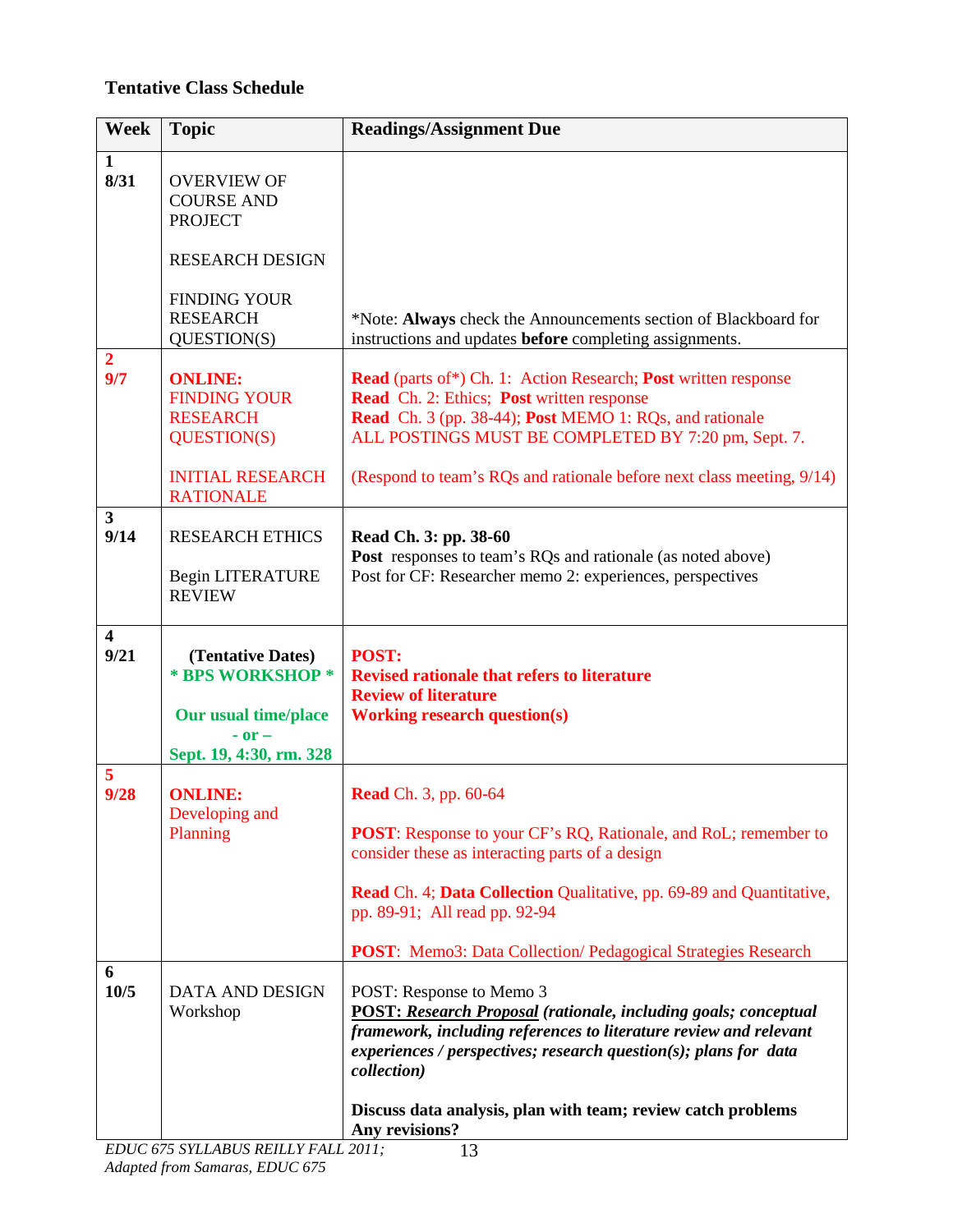**Tentative Class Schedule**

| Week | Topic | Readings/Assignment Due |
|---|---|---|
| **1** **8/31** | OVERVIEW OF COURSE AND PROJECT<br><br>RESEARCH DESIGN<br><br>FINDING YOUR RESEARCH QUESTION(S) | *Note: **Always** check the Announcements section of Blackboard for instructions and updates **before** completing assignments. |
| **2** **9/7** | **ONLINE:** FINDING YOUR RESEARCH QUESTION(S)<br><br>INITIAL RESEARCH RATIONALE | **Read** (parts of*) Ch. 1: Action Research; **Post** written response<br>**Read** Ch. 2: Ethics; **Post** written response<br>**Read** Ch. 3 (pp. 38-44); **Post** MEMO 1: RQs, and rationale<br>ALL POSTINGS MUST BE COMPLETED BY 7:20 pm, Sept. 7.<br><br>(Respond to team's RQs and rationale before next class meeting, 9/14) |
| **3** **9/14** | RESEARCH ETHICS<br><br>Begin LITERATURE REVIEW | **Read Ch. 3: pp. 38-60**<br>**Post** responses to team's RQs and rationale (as noted above)<br>Post for CF: Researcher memo 2: experiences, perspectives |
| **4** **9/21** | **(Tentative Dates)**<br>**\* BPS WORKSHOP \***<br><br>**Our usual time/place - or – Sept. 19, 4:30, rm. 328** | **POST:**<br>**Revised rationale that refers to literature**<br>**Review of literature**<br>**Working research question(s)** |
| **5** **9/28** | **ONLINE:** Developing and Planning | **Read** Ch. 3, pp. 60-64<br><br>**POST**: Response to your CF's RQ, Rationale, and RoL; remember to consider these as interacting parts of a design<br><br>**Read** Ch. 4; **Data Collection** Qualitative, pp. 69-89 and Quantitative, pp. 89-91; All read pp. 92-94<br><br>**POST**: Memo3: Data Collection/ Pedagogical Strategies Research |
| **6** **10/5** | DATA AND DESIGN Workshop | POST: Response to Memo 3<br>**POST: *Research Proposal* *(rationale, including goals; conceptual framework, including references to literature review and relevant experiences / perspectives; research question(s); plans for data collection)***<br><br>**Discuss data analysis, plan with team; review catch problems Any revisions?** |

*EDUC 675 SYLLABUS REILLY FALL 2011; Adapted from Samaras, EDUC 675*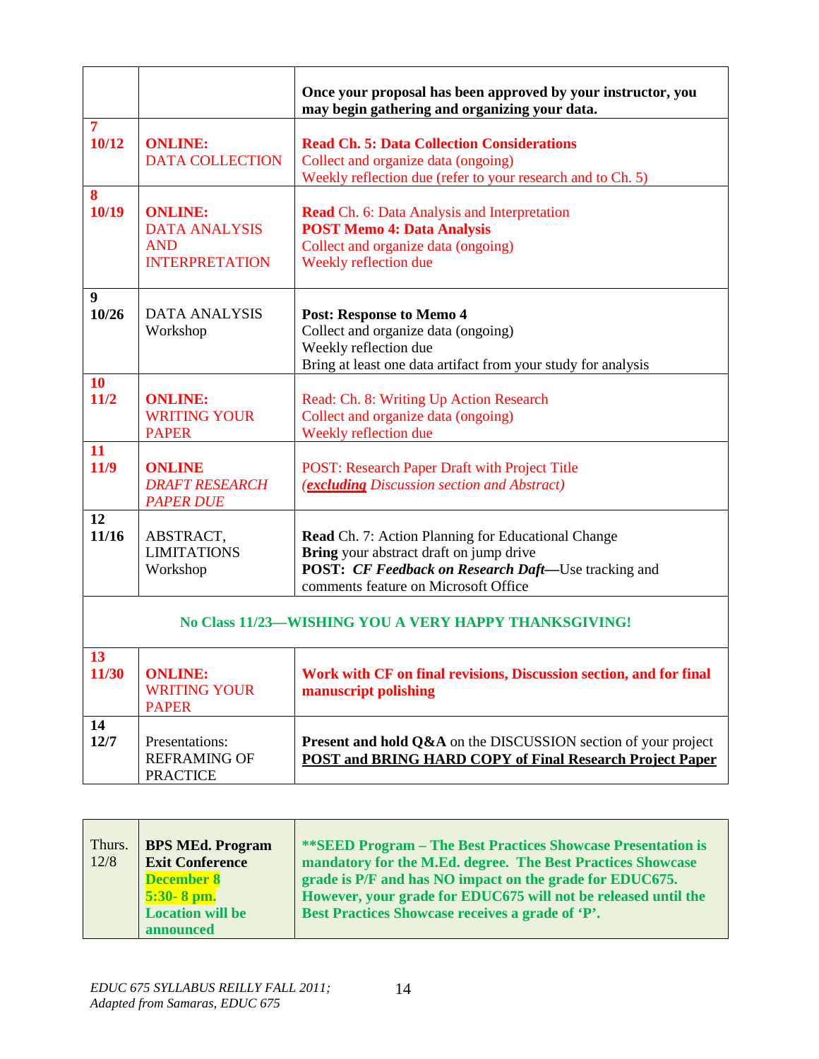| | | |
|---|---|---|
| | | **Once your proposal has been approved by your instructor, you may begin gathering and organizing your data.** |
| **7** **10/12** | **ONLINE:** DATA COLLECTION | **Read Ch. 5: Data Collection Considerations** Collect and organize data (ongoing) Weekly reflection due (refer to your research and to Ch. 5) |
| **8** **10/19** | **ONLINE:** DATA ANALYSIS AND INTERPRETATION | **Read** Ch. 6: Data Analysis and Interpretation **POST Memo 4: Data Analysis** Collect and organize data (ongoing) Weekly reflection due |
| **9** **10/26** | DATA ANALYSIS Workshop | **Post: Response to Memo 4** Collect and organize data (ongoing) Weekly reflection due Bring at least one data artifact from your study for analysis |
| **10** **11/2** | **ONLINE:** WRITING YOUR PAPER | Read: Ch. 8: Writing Up Action Research Collect and organize data (ongoing) Weekly reflection due |
| **11** **11/9** | **ONLINE** *DRAFT RESEARCH PAPER DUE* | POST: Research Paper Draft with Project Title *(**excluding** Discussion section and Abstract)* |
| **12** **11/16** | ABSTRACT, LIMITATIONS Workshop | **Read** Ch. 7: Action Planning for Educational Change **Bring** your abstract draft on jump drive **POST:** ***CF Feedback on Research Daft*****—**Use tracking and comments feature on Microsoft Office |
| **No Class 11/23—WISHING YOU A VERY HAPPY THANKSGIVING!** | | |
| **13** **11/30** | **ONLINE:** WRITING YOUR PAPER | **Work with CF on final revisions, Discussion section, and for final manuscript polishing** |
| **14** **12/7** | Presentations: REFRAMING OF PRACTICE | **Present and hold Q&A** on the DISCUSSION section of your project **POST and BRING HARD COPY of Final Research Project Paper** |

| | | |
|---|---|---|
| Thurs. 12/8 | **BPS MEd. Program Exit Conference** **December 8** **5:30- 8 pm.** **Location will be announced** | **\*\*SEED Program – The Best Practices Showcase Presentation is mandatory for the M.Ed. degree. The Best Practices Showcase grade is P/F and has NO impact on the grade for EDUC675. However, your grade for EDUC675 will not be released until the Best Practices Showcase receives a grade of 'P'.** |

*EDUC 675 SYLLABUS REILLY FALL 2011; Adapted from Samaras, EDUC 675*